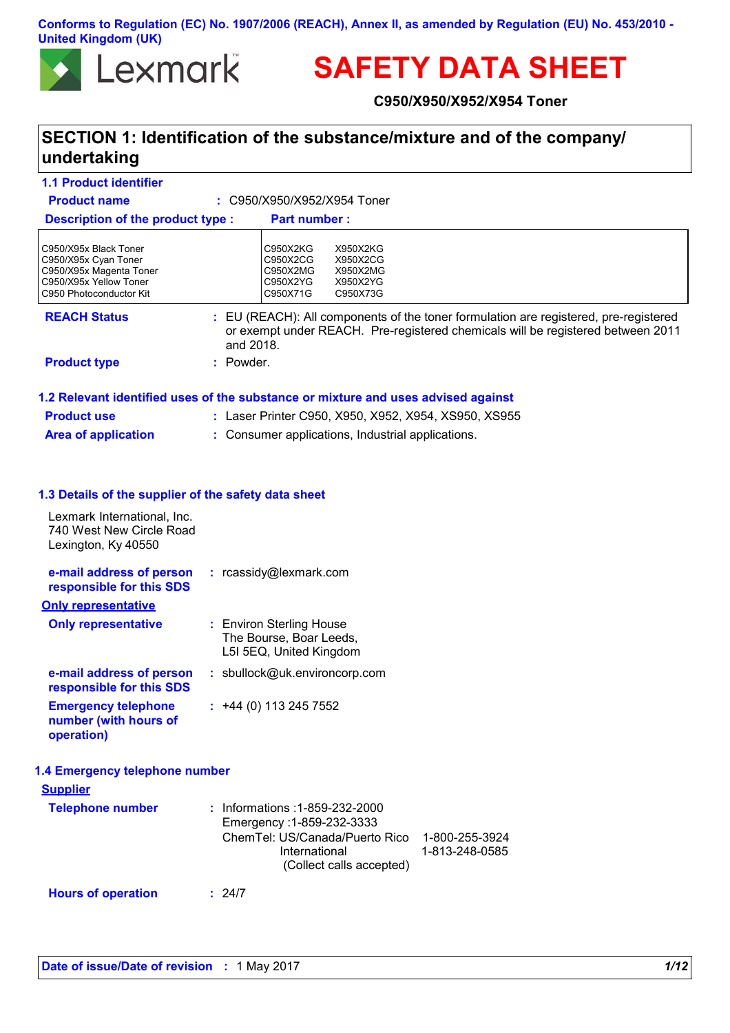**Conforms to Regulation (EC) No. 1907/2006 (REACH), Annex II, as amended by Regulation (EU) No. 453/2010 - United Kingdom (UK)**

Lexmark™

# SAFETY DATA SHEET

**C950/X950/X952/X954 Toner**

## SECTION 1: Identification of the substance/mixture and of the company/ undertaking

### 1.1 Product identifier

**Product name** : C950/X950/X952/X954 Toner

| Description of the product type : | Part number : | |
|---|---|---|
| C950/X95x Black Toner | C950X2KG | X950X2KG |
| C950/X95x Cyan Toner | C950X2CG | X950X2CG |
| C950/X95x Magenta Toner | C950X2MG | X950X2MG |
| C950/X95x Yellow Toner | C950X2YG | X950X2YG |
| C950 Photoconductor Kit | C950X71G | C950X73G |

**REACH Status** : EU (REACH): All components of the toner formulation are registered, pre-registered or exempt under REACH. Pre-registered chemicals will be registered between 2011 and 2018.

**Product type** : Powder.

### 1.2 Relevant identified uses of the substance or mixture and uses advised against

**Product use** : Laser Printer C950, X950, X952, X954, XS950, XS955

**Area of application** : Consumer applications, Industrial applications.

### 1.3 Details of the supplier of the safety data sheet

Lexmark International, Inc.
740 West New Circle Road
Lexington, Ky 40550

**e-mail address of person responsible for this SDS** : rcassidy@lexmark.com

**Only representative**

**Only representative** : Environ Sterling House
The Bourse, Boar Leeds,
L5I 5EQ, United Kingdom

**e-mail address of person responsible for this SDS** : sbullock@uk.environcorp.com

**Emergency telephone number (with hours of operation)** : +44 (0) 113 245 7552

### 1.4 Emergency telephone number

**Supplier**

**Telephone number** : Informations :1-859-232-2000
Emergency :1-859-232-3333
ChemTel: US/Canada/Puerto Rico 1-800-255-3924
International 1-813-248-0585
(Collect calls accepted)

**Hours of operation** : 24/7

**Date of issue/Date of revision** : 1 May 2017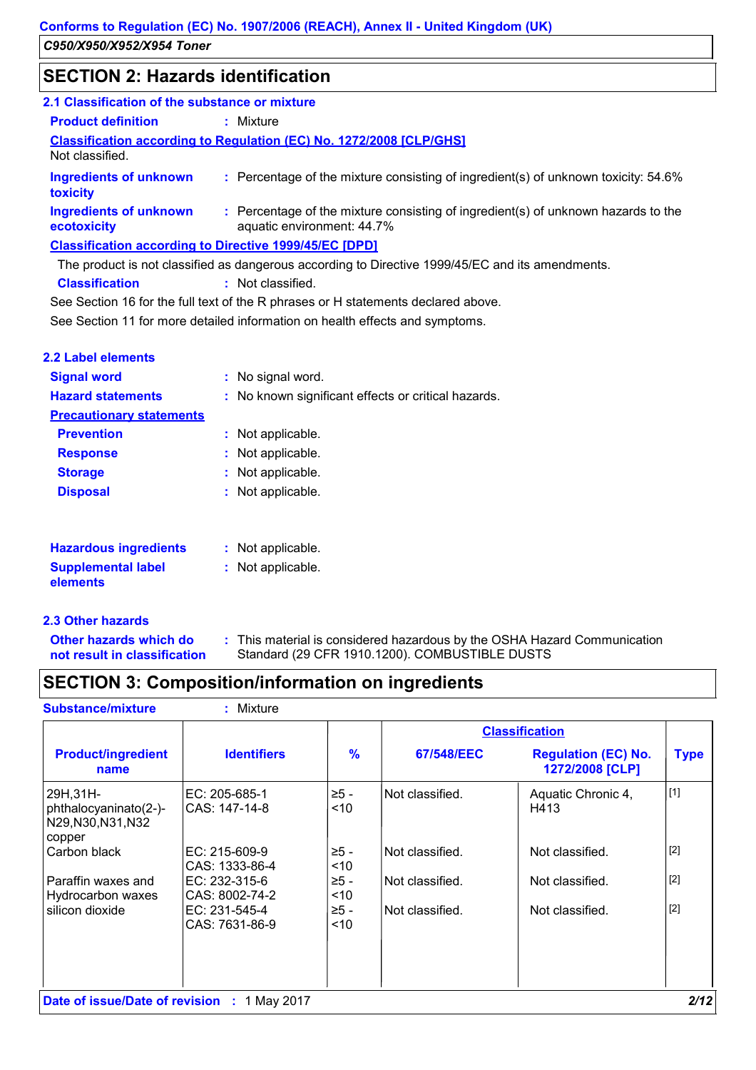## SECTION 2: Hazards identification

### 2.1 Classification of the substance or mixture

**Product definition** : Mixture

**Classification according to Regulation (EC) No. 1272/2008 [CLP/GHS]**

Not classified.

**Ingredients of unknown toxicity** : Percentage of the mixture consisting of ingredient(s) of unknown toxicity: 54.6%

**Ingredients of unknown ecotoxicity** : Percentage of the mixture consisting of ingredient(s) of unknown hazards to the aquatic environment: 44.7%

**Classification according to Directive 1999/45/EC [DPD]**

The product is not classified as dangerous according to Directive 1999/45/EC and its amendments.

**Classification** : Not classified.

See Section 16 for the full text of the R phrases or H statements declared above.

See Section 11 for more detailed information on health effects and symptoms.

### 2.2 Label elements

**Signal word** : No signal word.

**Hazard statements** : No known significant effects or critical hazards.

**Precautionary statements**

**Prevention** : Not applicable.

**Response** : Not applicable.

**Storage** : Not applicable.

**Disposal** : Not applicable.

**Hazardous ingredients** : Not applicable.

**Supplemental label elements** : Not applicable.

### 2.3 Other hazards

**Other hazards which do not result in classification** : This material is considered hazardous by the OSHA Hazard Communication Standard (29 CFR 1910.1200). COMBUSTIBLE DUSTS

## SECTION 3: Composition/information on ingredients

**Substance/mixture** : Mixture

| Product/ingredient name | Identifiers | % | Classification | | Type |
|---|---|---|---|---|---|
| | | | 67/548/EEC | Regulation (EC) No. 1272/2008 [CLP] | |
| 29H,31H-phthalocyaninato(2-)-N29,N30,N31,N32 copper | EC: 205-685-1<br>CAS: 147-14-8 | ≥5 - <10 | Not classified. | Aquatic Chronic 4, H413 | [1] |
| Carbon black | EC: 215-609-9<br>CAS: 1333-86-4 | ≥5 - <10 | Not classified. | Not classified. | [2] |
| Paraffin waxes and Hydrocarbon waxes | EC: 232-315-6<br>CAS: 8002-74-2 | ≥5 - <10 | Not classified. | Not classified. | [2] |
| silicon dioxide | EC: 231-545-4<br>CAS: 7631-86-9 | ≥5 - <10 | Not classified. | Not classified. | [2] |

**Date of issue/Date of revision** : 1 May 2017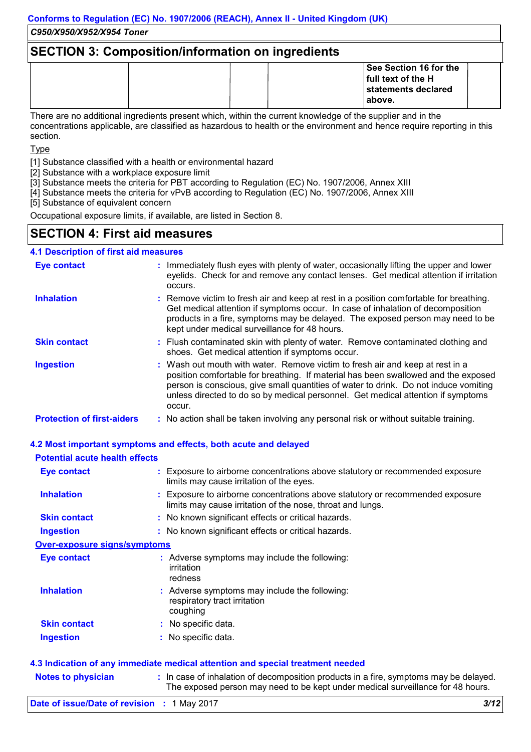## SECTION 3: Composition/information on ingredients

| | | | | See Section 16 for the full text of the H statements declared above. | |
|---|---|---|---|---|---|

There are no additional ingredients present which, within the current knowledge of the supplier and in the concentrations applicable, are classified as hazardous to health or the environment and hence require reporting in this section.

Type

[1] Substance classified with a health or environmental hazard
[2] Substance with a workplace exposure limit
[3] Substance meets the criteria for PBT according to Regulation (EC) No. 1907/2006, Annex XIII
[4] Substance meets the criteria for vPvB according to Regulation (EC) No. 1907/2006, Annex XIII
[5] Substance of equivalent concern

Occupational exposure limits, if available, are listed in Section 8.

## SECTION 4: First aid measures

### 4.1 Description of first aid measures

**Eye contact** : Immediately flush eyes with plenty of water, occasionally lifting the upper and lower eyelids. Check for and remove any contact lenses. Get medical attention if irritation occurs.

**Inhalation** : Remove victim to fresh air and keep at rest in a position comfortable for breathing. Get medical attention if symptoms occur. In case of inhalation of decomposition products in a fire, symptoms may be delayed. The exposed person may need to be kept under medical surveillance for 48 hours.

**Skin contact** : Flush contaminated skin with plenty of water. Remove contaminated clothing and shoes. Get medical attention if symptoms occur.

**Ingestion** : Wash out mouth with water. Remove victim to fresh air and keep at rest in a position comfortable for breathing. If material has been swallowed and the exposed person is conscious, give small quantities of water to drink. Do not induce vomiting unless directed to do so by medical personnel. Get medical attention if symptoms occur.

**Protection of first-aiders** : No action shall be taken involving any personal risk or without suitable training.

### 4.2 Most important symptoms and effects, both acute and delayed

**Potential acute health effects**

**Eye contact** : Exposure to airborne concentrations above statutory or recommended exposure limits may cause irritation of the eyes.

**Inhalation** : Exposure to airborne concentrations above statutory or recommended exposure limits may cause irritation of the nose, throat and lungs.

**Skin contact** : No known significant effects or critical hazards.

**Ingestion** : No known significant effects or critical hazards.

**Over-exposure signs/symptoms**

**Eye contact** : Adverse symptoms may include the following:
irritation
redness

**Inhalation** : Adverse symptoms may include the following:
respiratory tract irritation
coughing

**Skin contact** : No specific data.

**Ingestion** : No specific data.

### 4.3 Indication of any immediate medical attention and special treatment needed

**Notes to physician** : In case of inhalation of decomposition products in a fire, symptoms may be delayed. The exposed person may need to be kept under medical surveillance for 48 hours.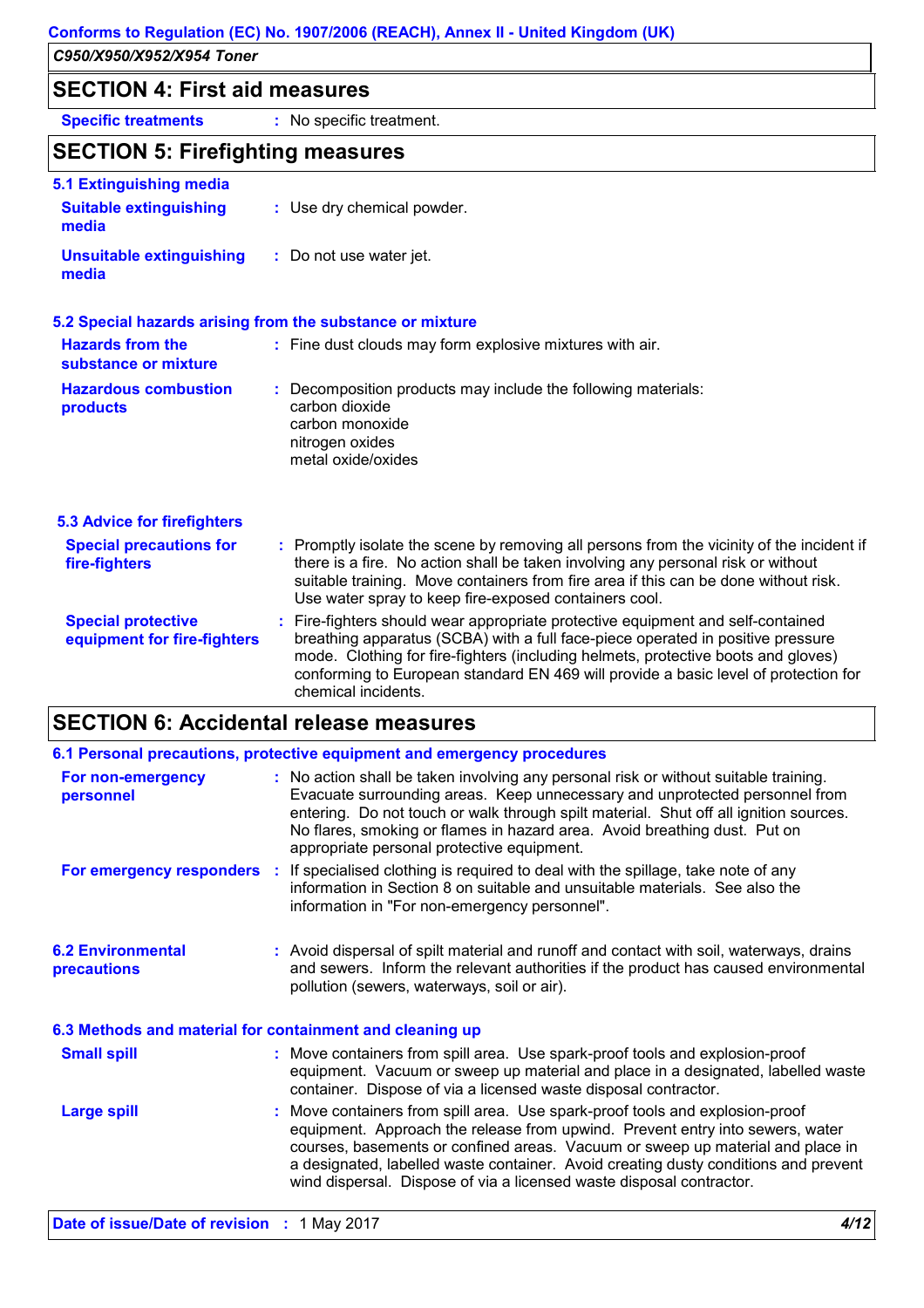## SECTION 4: First aid measures

**Specific treatments** : No specific treatment.

## SECTION 5: Firefighting measures

### 5.1 Extinguishing media

**Suitable extinguishing media** : Use dry chemical powder.

**Unsuitable extinguishing media** : Do not use water jet.

### 5.2 Special hazards arising from the substance or mixture

**Hazards from the substance or mixture** : Fine dust clouds may form explosive mixtures with air.

**Hazardous combustion products** : Decomposition products may include the following materials:
carbon dioxide
carbon monoxide
nitrogen oxides
metal oxide/oxides

### 5.3 Advice for firefighters

**Special precautions for fire-fighters** : Promptly isolate the scene by removing all persons from the vicinity of the incident if there is a fire. No action shall be taken involving any personal risk or without suitable training. Move containers from fire area if this can be done without risk. Use water spray to keep fire-exposed containers cool.

**Special protective equipment for fire-fighters** : Fire-fighters should wear appropriate protective equipment and self-contained breathing apparatus (SCBA) with a full face-piece operated in positive pressure mode. Clothing for fire-fighters (including helmets, protective boots and gloves) conforming to European standard EN 469 will provide a basic level of protection for chemical incidents.

## SECTION 6: Accidental release measures

### 6.1 Personal precautions, protective equipment and emergency procedures

**For non-emergency personnel** : No action shall be taken involving any personal risk or without suitable training. Evacuate surrounding areas. Keep unnecessary and unprotected personnel from entering. Do not touch or walk through spilt material. Shut off all ignition sources. No flares, smoking or flames in hazard area. Avoid breathing dust. Put on appropriate personal protective equipment.

**For emergency responders** : If specialised clothing is required to deal with the spillage, take note of any information in Section 8 on suitable and unsuitable materials. See also the information in "For non-emergency personnel".

### 6.2 Environmental precautions

: Avoid dispersal of spilt material and runoff and contact with soil, waterways, drains and sewers. Inform the relevant authorities if the product has caused environmental pollution (sewers, waterways, soil or air).

### 6.3 Methods and material for containment and cleaning up

**Small spill** : Move containers from spill area. Use spark-proof tools and explosion-proof equipment. Vacuum or sweep up material and place in a designated, labelled waste container. Dispose of via a licensed waste disposal contractor.

**Large spill** : Move containers from spill area. Use spark-proof tools and explosion-proof equipment. Approach the release from upwind. Prevent entry into sewers, water courses, basements or confined areas. Vacuum or sweep up material and place in a designated, labelled waste container. Avoid creating dusty conditions and prevent wind dispersal. Dispose of via a licensed waste disposal contractor.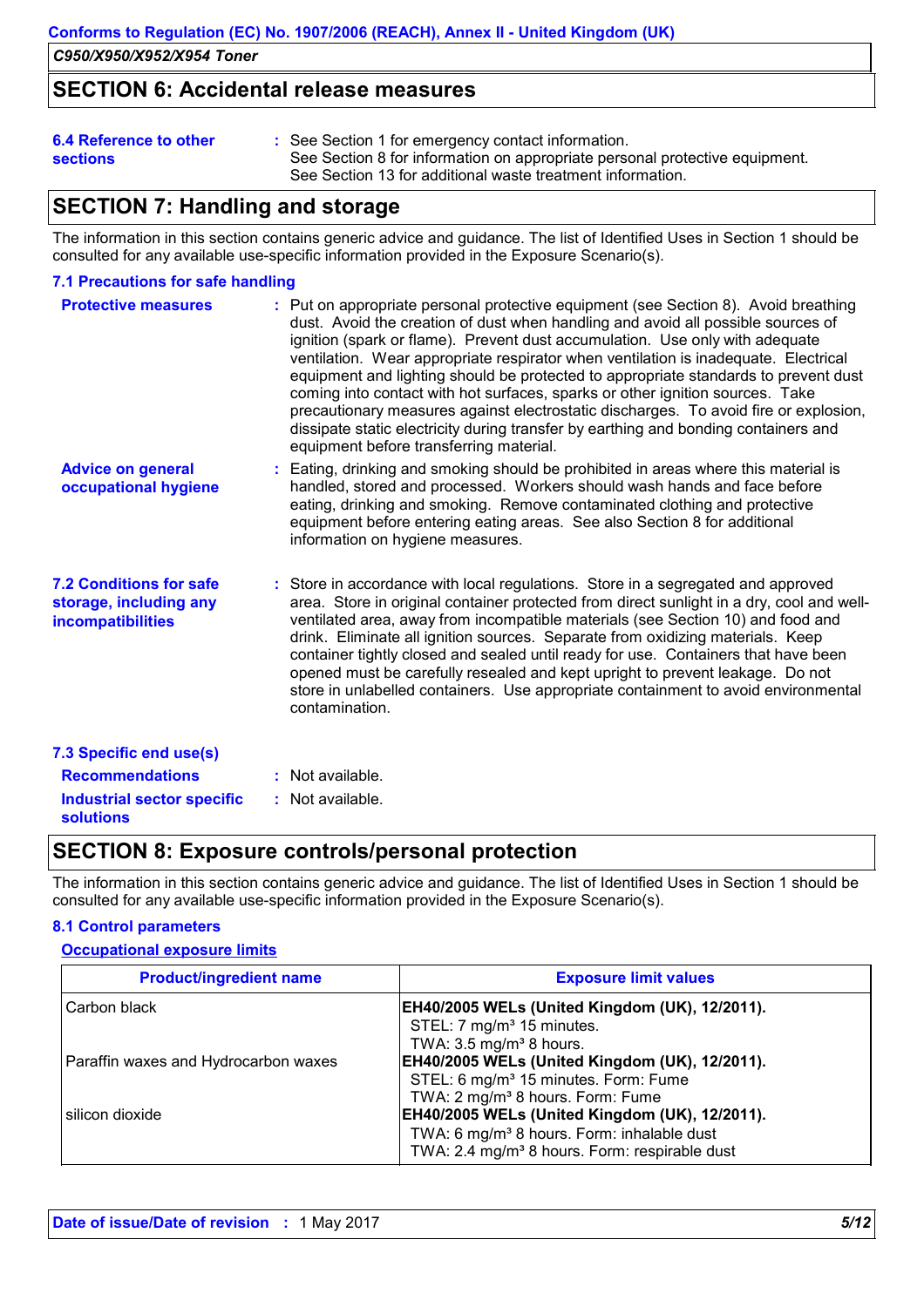## SECTION 6: Accidental release measures

**6.4 Reference to other sections** : See Section 1 for emergency contact information.
See Section 8 for information on appropriate personal protective equipment.
See Section 13 for additional waste treatment information.

## SECTION 7: Handling and storage

The information in this section contains generic advice and guidance. The list of Identified Uses in Section 1 should be consulted for any available use-specific information provided in the Exposure Scenario(s).

### 7.1 Precautions for safe handling

**Protective measures** : Put on appropriate personal protective equipment (see Section 8). Avoid breathing dust. Avoid the creation of dust when handling and avoid all possible sources of ignition (spark or flame). Prevent dust accumulation. Use only with adequate ventilation. Wear appropriate respirator when ventilation is inadequate. Electrical equipment and lighting should be protected to appropriate standards to prevent dust coming into contact with hot surfaces, sparks or other ignition sources. Take precautionary measures against electrostatic discharges. To avoid fire or explosion, dissipate static electricity during transfer by earthing and bonding containers and equipment before transferring material.

**Advice on general occupational hygiene** : Eating, drinking and smoking should be prohibited in areas where this material is handled, stored and processed. Workers should wash hands and face before eating, drinking and smoking. Remove contaminated clothing and protective equipment before entering eating areas. See also Section 8 for additional information on hygiene measures.

**7.2 Conditions for safe storage, including any incompatibilities** : Store in accordance with local regulations. Store in a segregated and approved area. Store in original container protected from direct sunlight in a dry, cool and well-ventilated area, away from incompatible materials (see Section 10) and food and drink. Eliminate all ignition sources. Separate from oxidizing materials. Keep container tightly closed and sealed until ready for use. Containers that have been opened must be carefully resealed and kept upright to prevent leakage. Do not store in unlabelled containers. Use appropriate containment to avoid environmental contamination.

### 7.3 Specific end use(s)

**Recommendations** : Not available.

**Industrial sector specific solutions** : Not available.

## SECTION 8: Exposure controls/personal protection

The information in this section contains generic advice and guidance. The list of Identified Uses in Section 1 should be consulted for any available use-specific information provided in the Exposure Scenario(s).

### 8.1 Control parameters

**Occupational exposure limits**

| Product/ingredient name | Exposure limit values |
|---|---|
| Carbon black | **EH40/2005 WELs (United Kingdom (UK), 12/2011).**<br>STEL: 7 mg/m³ 15 minutes.<br>TWA: 3.5 mg/m³ 8 hours. |
| Paraffin waxes and Hydrocarbon waxes | **EH40/2005 WELs (United Kingdom (UK), 12/2011).**<br>STEL: 6 mg/m³ 15 minutes. Form: Fume<br>TWA: 2 mg/m³ 8 hours. Form: Fume |
| silicon dioxide | **EH40/2005 WELs (United Kingdom (UK), 12/2011).**<br>TWA: 6 mg/m³ 8 hours. Form: inhalable dust<br>TWA: 2.4 mg/m³ 8 hours. Form: respirable dust |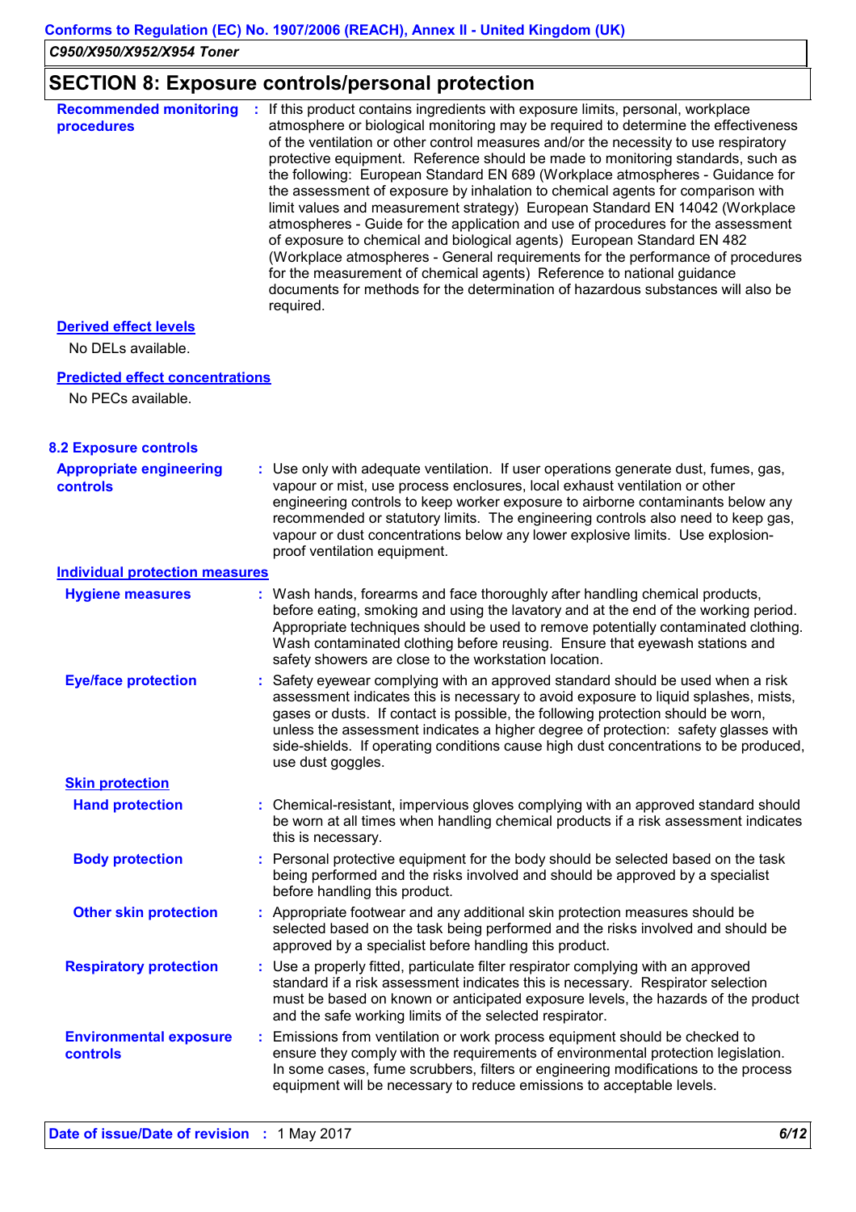## SECTION 8: Exposure controls/personal protection

**Recommended monitoring procedures** : If this product contains ingredients with exposure limits, personal, workplace atmosphere or biological monitoring may be required to determine the effectiveness of the ventilation or other control measures and/or the necessity to use respiratory protective equipment. Reference should be made to monitoring standards, such as the following: European Standard EN 689 (Workplace atmospheres - Guidance for the assessment of exposure by inhalation to chemical agents for comparison with limit values and measurement strategy) European Standard EN 14042 (Workplace atmospheres - Guide for the application and use of procedures for the assessment of exposure to chemical and biological agents) European Standard EN 482 (Workplace atmospheres - General requirements for the performance of procedures for the measurement of chemical agents) Reference to national guidance documents for methods for the determination of hazardous substances will also be required.

**Derived effect levels**

No DELs available.

**Predicted effect concentrations**

No PECs available.

### 8.2 Exposure controls

**Appropriate engineering controls** : Use only with adequate ventilation. If user operations generate dust, fumes, gas, vapour or mist, use process enclosures, local exhaust ventilation or other engineering controls to keep worker exposure to airborne contaminants below any recommended or statutory limits. The engineering controls also need to keep gas, vapour or dust concentrations below any lower explosive limits. Use explosion-proof ventilation equipment.

**Individual protection measures**

**Hygiene measures** : Wash hands, forearms and face thoroughly after handling chemical products, before eating, smoking and using the lavatory and at the end of the working period. Appropriate techniques should be used to remove potentially contaminated clothing. Wash contaminated clothing before reusing. Ensure that eyewash stations and safety showers are close to the workstation location.

**Eye/face protection** : Safety eyewear complying with an approved standard should be used when a risk assessment indicates this is necessary to avoid exposure to liquid splashes, mists, gases or dusts. If contact is possible, the following protection should be worn, unless the assessment indicates a higher degree of protection: safety glasses with side-shields. If operating conditions cause high dust concentrations to be produced, use dust goggles.

**Skin protection**

**Hand protection** : Chemical-resistant, impervious gloves complying with an approved standard should be worn at all times when handling chemical products if a risk assessment indicates this is necessary.

**Body protection** : Personal protective equipment for the body should be selected based on the task being performed and the risks involved and should be approved by a specialist before handling this product.

**Other skin protection** : Appropriate footwear and any additional skin protection measures should be selected based on the task being performed and the risks involved and should be approved by a specialist before handling this product.

**Respiratory protection** : Use a properly fitted, particulate filter respirator complying with an approved standard if a risk assessment indicates this is necessary. Respirator selection must be based on known or anticipated exposure levels, the hazards of the product and the safe working limits of the selected respirator.

**Environmental exposure controls** : Emissions from ventilation or work process equipment should be checked to ensure they comply with the requirements of environmental protection legislation. In some cases, fume scrubbers, filters or engineering modifications to the process equipment will be necessary to reduce emissions to acceptable levels.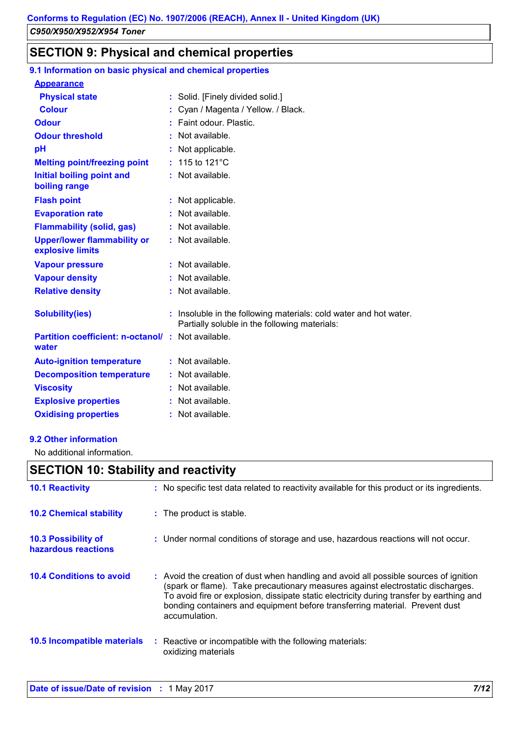## SECTION 9: Physical and chemical properties

### 9.1 Information on basic physical and chemical properties

**Appearance**

| | | |
|---|---|---|
| **Physical state** | : | Solid. [Finely divided solid.] |
| **Colour** | : | Cyan / Magenta / Yellow. / Black. |
| **Odour** | : | Faint odour. Plastic. |
| **Odour threshold** | : | Not available. |
| **pH** | : | Not applicable. |
| **Melting point/freezing point** | : | 115 to 121°C |
| **Initial boiling point and boiling range** | : | Not available. |
| **Flash point** | : | Not applicable. |
| **Evaporation rate** | : | Not available. |
| **Flammability (solid, gas)** | : | Not available. |
| **Upper/lower flammability or explosive limits** | : | Not available. |
| **Vapour pressure** | : | Not available. |
| **Vapour density** | : | Not available. |
| **Relative density** | : | Not available. |
| **Solubility(ies)** | : | Insoluble in the following materials: cold water and hot water. Partially soluble in the following materials: |
| **Partition coefficient: n-octanol/ water** | : | Not available. |
| **Auto-ignition temperature** | : | Not available. |
| **Decomposition temperature** | : | Not available. |
| **Viscosity** | : | Not available. |
| **Explosive properties** | : | Not available. |
| **Oxidising properties** | : | Not available. |

### 9.2 Other information

No additional information.

## SECTION 10: Stability and reactivity

| | | |
|---|---|---|
| **10.1 Reactivity** | : | No specific test data related to reactivity available for this product or its ingredients. |
| **10.2 Chemical stability** | : | The product is stable. |
| **10.3 Possibility of hazardous reactions** | : | Under normal conditions of storage and use, hazardous reactions will not occur. |
| **10.4 Conditions to avoid** | : | Avoid the creation of dust when handling and avoid all possible sources of ignition (spark or flame). Take precautionary measures against electrostatic discharges. To avoid fire or explosion, dissipate static electricity during transfer by earthing and bonding containers and equipment before transferring material. Prevent dust accumulation. |
| **10.5 Incompatible materials** | : | Reactive or incompatible with the following materials: oxidizing materials |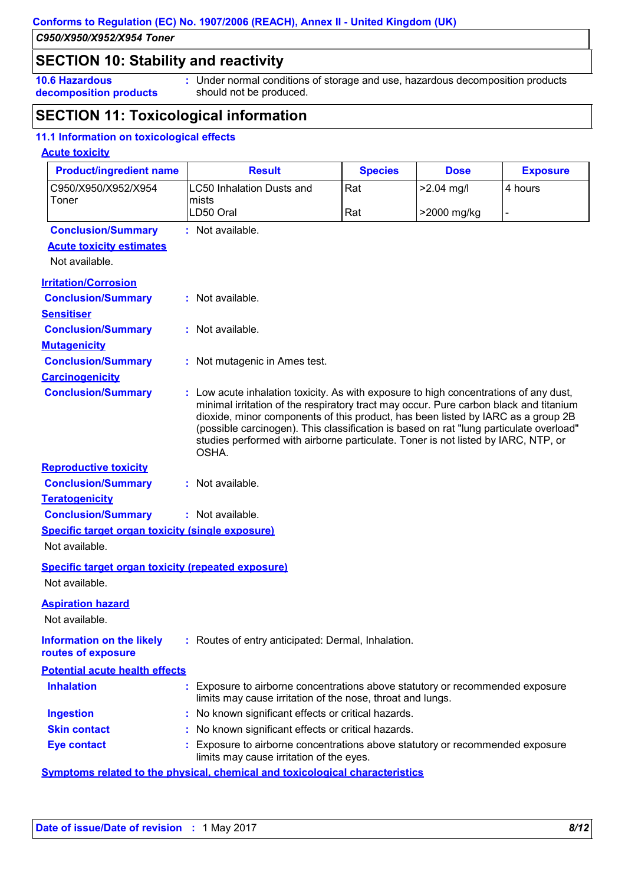## SECTION 10: Stability and reactivity

**10.6 Hazardous decomposition products** : Under normal conditions of storage and use, hazardous decomposition products should not be produced.

## SECTION 11: Toxicological information

### 11.1 Information on toxicological effects

**Acute toxicity**

| Product/ingredient name | Result | Species | Dose | Exposure |
|---|---|---|---|---|
| C950/X950/X952/X954 Toner | LC50 Inhalation Dusts and mists | Rat | >2.04 mg/l | 4 hours |
| | LD50 Oral | Rat | >2000 mg/kg | - |

**Conclusion/Summary** : Not available.

**Acute toxicity estimates**

Not available.

**Irritation/Corrosion**

**Conclusion/Summary** : Not available.

**Sensitiser**

**Conclusion/Summary** : Not available.

**Mutagenicity**

**Conclusion/Summary** : Not mutagenic in Ames test.

**Carcinogenicity**

**Conclusion/Summary** : Low acute inhalation toxicity. As with exposure to high concentrations of any dust, minimal irritation of the respiratory tract may occur. Pure carbon black and titanium dioxide, minor components of this product, has been listed by IARC as a group 2B (possible carcinogen). This classification is based on rat "lung particulate overload" studies performed with airborne particulate. Toner is not listed by IARC, NTP, or OSHA.

**Reproductive toxicity**

**Conclusion/Summary** : Not available.

**Teratogenicity**

**Conclusion/Summary** : Not available.

**Specific target organ toxicity (single exposure)**

Not available.

**Specific target organ toxicity (repeated exposure)**

Not available.

**Aspiration hazard**

Not available.

**Information on the likely routes of exposure** : Routes of entry anticipated: Dermal, Inhalation.

**Potential acute health effects**

**Inhalation** : Exposure to airborne concentrations above statutory or recommended exposure limits may cause irritation of the nose, throat and lungs.

**Ingestion** : No known significant effects or critical hazards.

**Skin contact** : No known significant effects or critical hazards.

**Eye contact** : Exposure to airborne concentrations above statutory or recommended exposure limits may cause irritation of the eyes.

**Symptoms related to the physical, chemical and toxicological characteristics**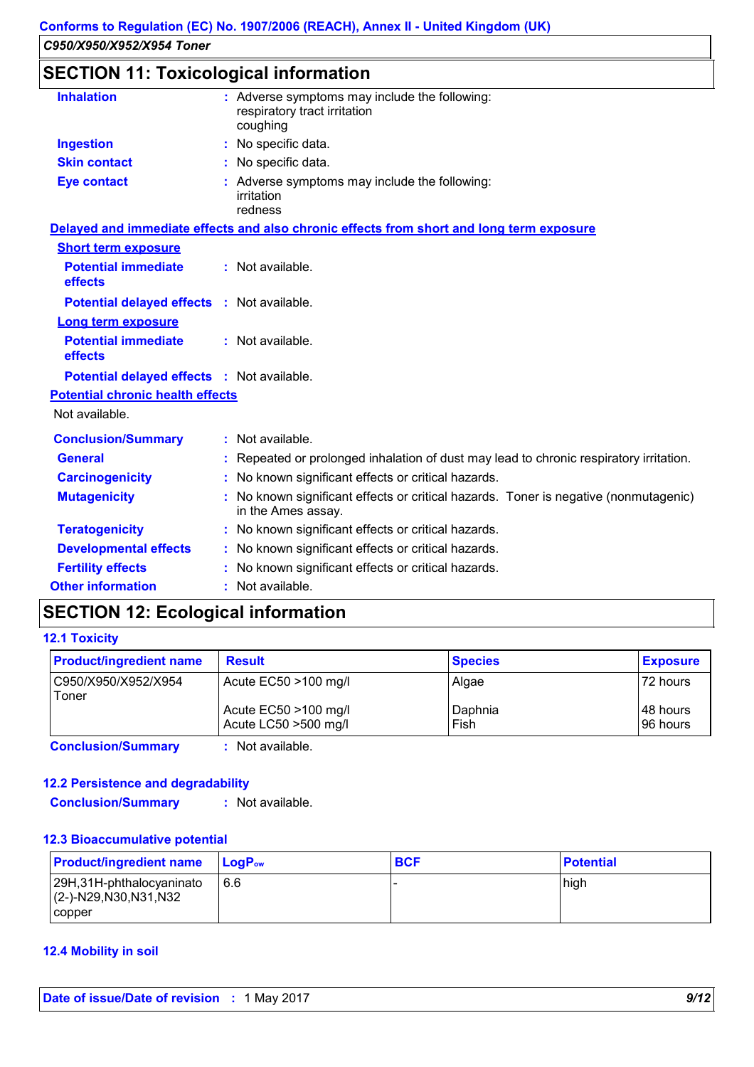## SECTION 11: Toxicological information

**Inhalation** : Adverse symptoms may include the following:
respiratory tract irritation
coughing

**Ingestion** : No specific data.

**Skin contact** : No specific data.

**Eye contact** : Adverse symptoms may include the following:
irritation
redness

**Delayed and immediate effects and also chronic effects from short and long term exposure**

**Short term exposure**

**Potential immediate effects** : Not available.

**Potential delayed effects** : Not available.

**Long term exposure**

**Potential immediate effects** : Not available.

**Potential delayed effects** : Not available.

**Potential chronic health effects**

Not available.

**Conclusion/Summary** : Not available.

**General** : Repeated or prolonged inhalation of dust may lead to chronic respiratory irritation.

**Carcinogenicity** : No known significant effects or critical hazards.

**Mutagenicity** : No known significant effects or critical hazards. Toner is negative (nonmutagenic) in the Ames assay.

**Teratogenicity** : No known significant effects or critical hazards.

**Developmental effects** : No known significant effects or critical hazards.

**Fertility effects** : No known significant effects or critical hazards.

**Other information** : Not available.

## SECTION 12: Ecological information

### 12.1 Toxicity

| Product/ingredient name | Result | Species | Exposure |
|---|---|---|---|
| C950/X950/X952/X954 Toner | Acute EC50 >100 mg/l | Algae | 72 hours |
| | Acute EC50 >100 mg/l | Daphnia | 48 hours |
| | Acute LC50 >500 mg/l | Fish | 96 hours |

**Conclusion/Summary** : Not available.

### 12.2 Persistence and degradability

**Conclusion/Summary** : Not available.

### 12.3 Bioaccumulative potential

| Product/ingredient name | $LogP_{ow}$ | BCF | Potential |
|---|---|---|---|
| 29H,31H-phthalocyaninato (2-)-N29,N30,N31,N32 copper | 6.6 | - | high |

### 12.4 Mobility in soil

Date of issue/Date of revision : 1 May 2017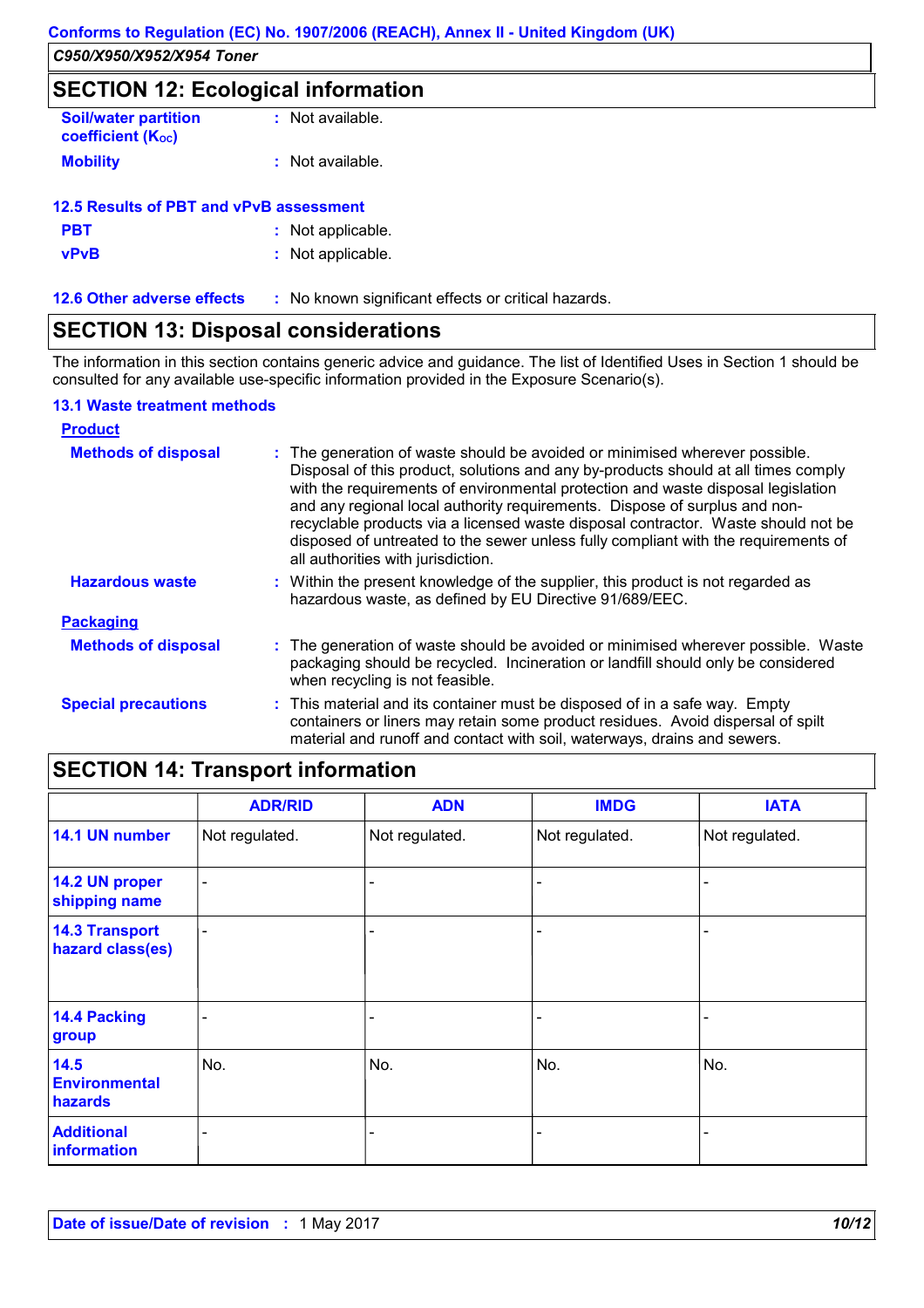## SECTION 12: Ecological information

**Soil/water partition coefficient ($K_{OC}$)** : Not available.

**Mobility** : Not available.

### 12.5 Results of PBT and vPvB assessment

**PBT** : Not applicable.

**vPvB** : Not applicable.

**12.6 Other adverse effects** : No known significant effects or critical hazards.

## SECTION 13: Disposal considerations

The information in this section contains generic advice and guidance. The list of Identified Uses in Section 1 should be consulted for any available use-specific information provided in the Exposure Scenario(s).

### 13.1 Waste treatment methods

**Product**

**Methods of disposal** : The generation of waste should be avoided or minimised wherever possible. Disposal of this product, solutions and any by-products should at all times comply with the requirements of environmental protection and waste disposal legislation and any regional local authority requirements. Dispose of surplus and non-recyclable products via a licensed waste disposal contractor. Waste should not be disposed of untreated to the sewer unless fully compliant with the requirements of all authorities with jurisdiction.

**Hazardous waste** : Within the present knowledge of the supplier, this product is not regarded as hazardous waste, as defined by EU Directive 91/689/EEC.

**Packaging**

**Methods of disposal** : The generation of waste should be avoided or minimised wherever possible. Waste packaging should be recycled. Incineration or landfill should only be considered when recycling is not feasible.

**Special precautions** : This material and its container must be disposed of in a safe way. Empty containers or liners may retain some product residues. Avoid dispersal of spilt material and runoff and contact with soil, waterways, drains and sewers.

## SECTION 14: Transport information

| | ADR/RID | ADN | IMDG | IATA |
|---|---|---|---|---|
| **14.1 UN number** | Not regulated. | Not regulated. | Not regulated. | Not regulated. |
| **14.2 UN proper shipping name** | - | - | - | - |
| **14.3 Transport hazard class(es)** | - | - | - | - |
| **14.4 Packing group** | - | - | - | - |
| **14.5 Environmental hazards** | No. | No. | No. | No. |
| **Additional information** | - | - | - | - |

**Date of issue/Date of revision** : 1 May 2017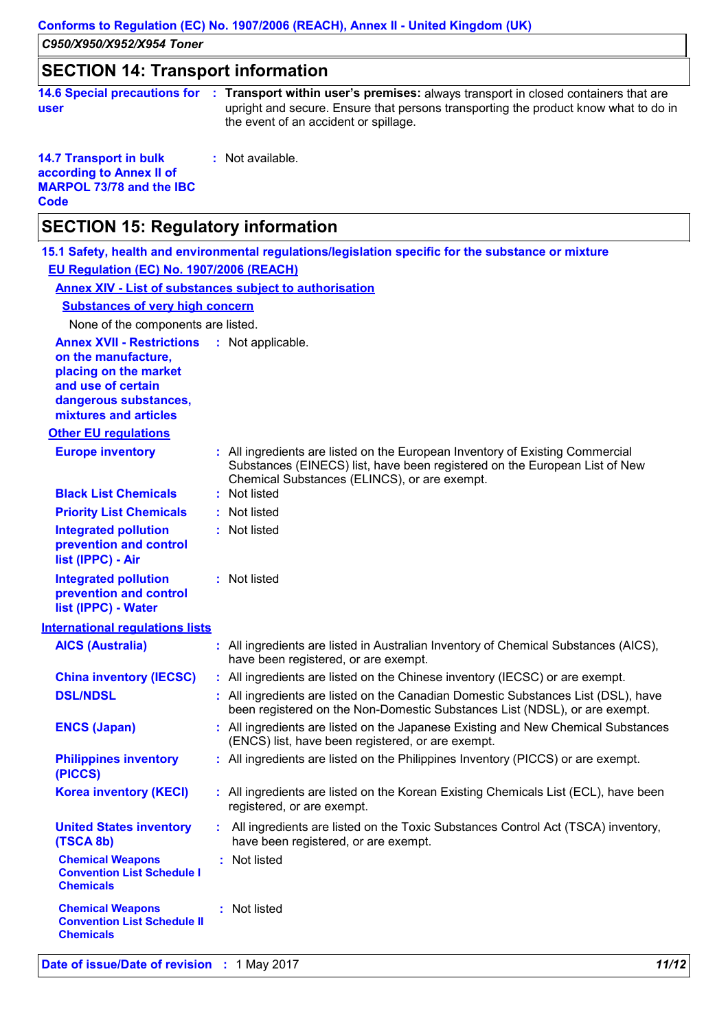## SECTION 14: Transport information

**14.6 Special precautions for user** : **Transport within user's premises:** always transport in closed containers that are upright and secure. Ensure that persons transporting the product know what to do in the event of an accident or spillage.

**14.7 Transport in bulk according to Annex II of MARPOL 73/78 and the IBC Code** : Not available.

## SECTION 15: Regulatory information

### 15.1 Safety, health and environmental regulations/legislation specific for the substance or mixture

**EU Regulation (EC) No. 1907/2006 (REACH)**

**Annex XIV - List of substances subject to authorisation**

**Substances of very high concern**

None of the components are listed.

**Annex XVII - Restrictions on the manufacture, placing on the market and use of certain dangerous substances, mixtures and articles** : Not applicable.

**Other EU regulations**

**Europe inventory** : All ingredients are listed on the European Inventory of Existing Commercial Substances (EINECS) list, have been registered on the European List of New Chemical Substances (ELINCS), or are exempt.

**Black List Chemicals** : Not listed

**Priority List Chemicals** : Not listed

**Integrated pollution prevention and control list (IPPC) - Air** : Not listed

**Integrated pollution prevention and control list (IPPC) - Water** : Not listed

**International regulations lists**

**AICS (Australia)** : All ingredients are listed in Australian Inventory of Chemical Substances (AICS), have been registered, or are exempt.

**China inventory (IECSC)** : All ingredients are listed on the Chinese inventory (IECSC) or are exempt.

**DSL/NDSL** : All ingredients are listed on the Canadian Domestic Substances List (DSL), have been registered on the Non-Domestic Substances List (NDSL), or are exempt.

**ENCS (Japan)** : All ingredients are listed on the Japanese Existing and New Chemical Substances (ENCS) list, have been registered, or are exempt.

**Philippines inventory (PICCS)** : All ingredients are listed on the Philippines Inventory (PICCS) or are exempt.

**Korea inventory (KECI)** : All ingredients are listed on the Korean Existing Chemicals List (ECL), have been registered, or are exempt.

**United States inventory (TSCA 8b)** : All ingredients are listed on the Toxic Substances Control Act (TSCA) inventory, have been registered, or are exempt.

**Chemical Weapons Convention List Schedule I Chemicals** : Not listed

**Chemical Weapons Convention List Schedule II Chemicals** : Not listed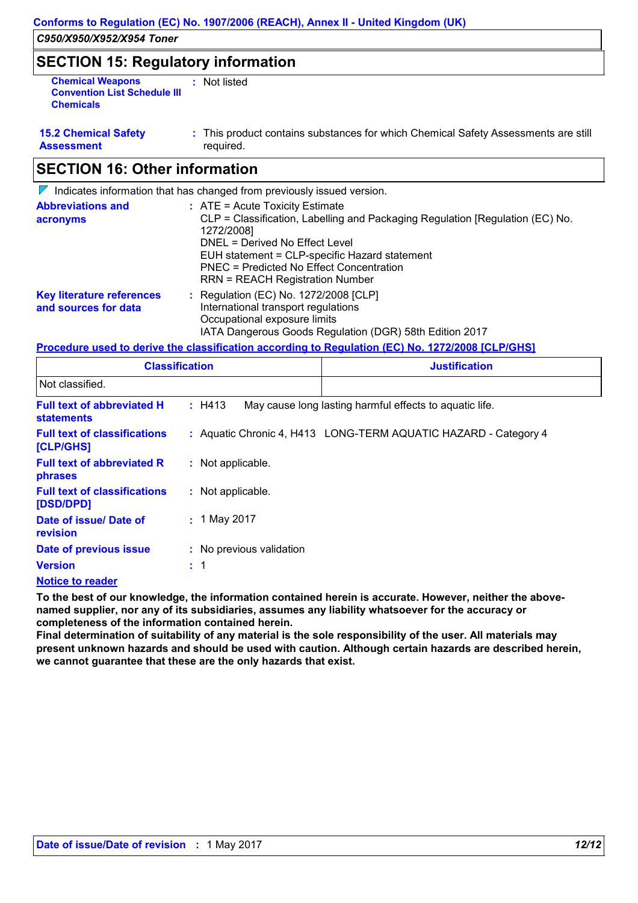## SECTION 15: Regulatory information

**Chemical Weapons Convention List Schedule III Chemicals** : Not listed

**15.2 Chemical Safety Assessment** : This product contains substances for which Chemical Safety Assessments are still required.

## SECTION 16: Other information

Indicates information that has changed from previously issued version.

**Abbreviations and acronyms** :
ATE = Acute Toxicity Estimate
CLP = Classification, Labelling and Packaging Regulation [Regulation (EC) No. 1272/2008]
DNEL = Derived No Effect Level
EUH statement = CLP-specific Hazard statement
PNEC = Predicted No Effect Concentration
RRN = REACH Registration Number

**Key literature references and sources for data** :
Regulation (EC) No. 1272/2008 [CLP]
International transport regulations
Occupational exposure limits
IATA Dangerous Goods Regulation (DGR) 58th Edition 2017

**Procedure used to derive the classification according to Regulation (EC) No. 1272/2008 [CLP/GHS]**

| Classification | Justification |
|---|---|
| Not classified. | |

**Full text of abbreviated H statements** : H413 May cause long lasting harmful effects to aquatic life.

**Full text of classifications [CLP/GHS]** : Aquatic Chronic 4, H413 LONG-TERM AQUATIC HAZARD - Category 4

**Full text of abbreviated R phrases** : Not applicable.

**Full text of classifications [DSD/DPD]** : Not applicable.

**Date of issue/ Date of revision** : 1 May 2017

**Date of previous issue** : No previous validation

**Version** : 1

**Notice to reader**

**To the best of our knowledge, the information contained herein is accurate. However, neither the above-named supplier, nor any of its subsidiaries, assumes any liability whatsoever for the accuracy or completeness of the information contained herein.**
**Final determination of suitability of any material is the sole responsibility of the user. All materials may present unknown hazards and should be used with caution. Although certain hazards are described herein, we cannot guarantee that these are the only hazards that exist.**